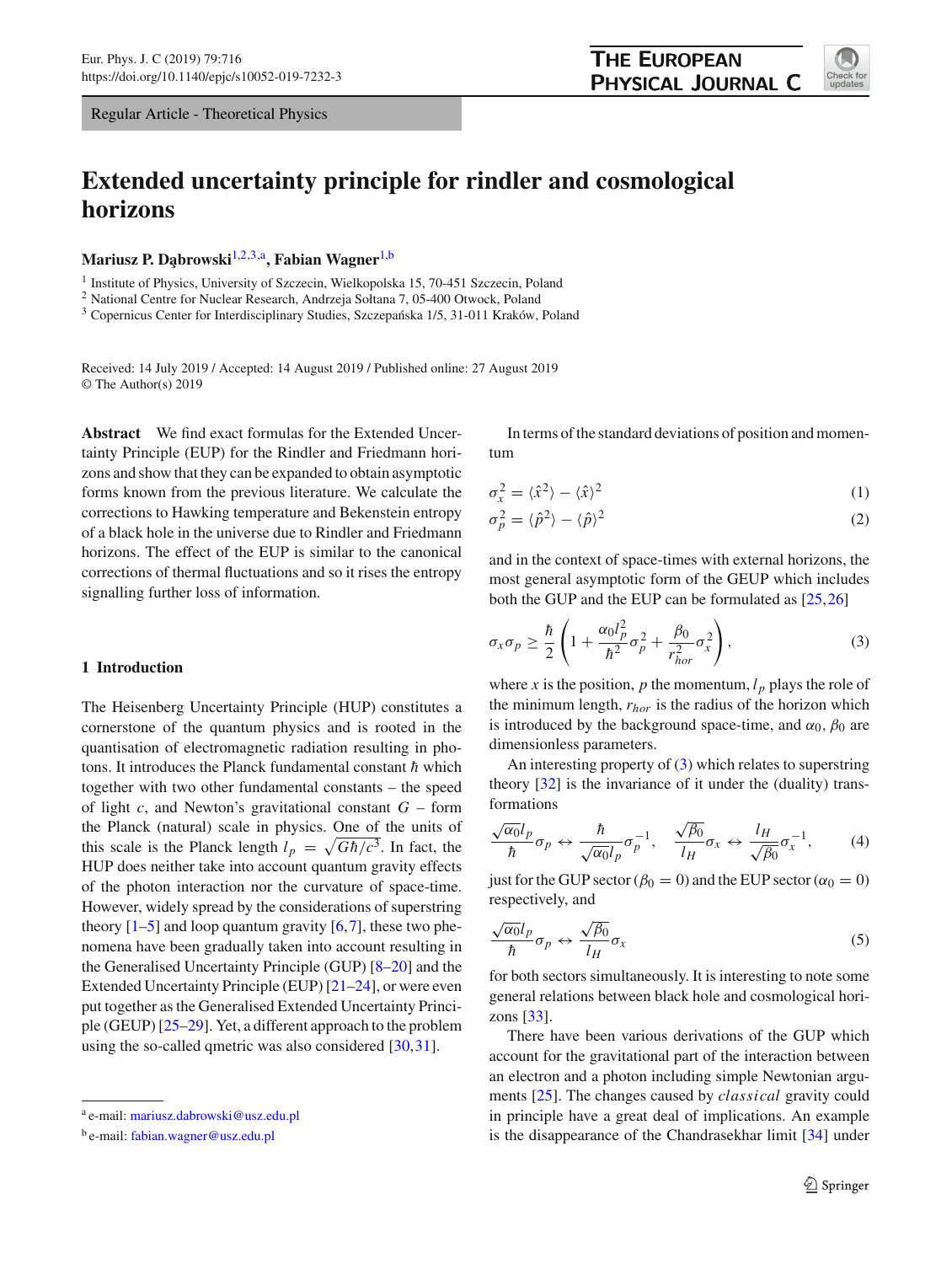# Extended uncertainty principle for rindler and cosmological horizons

**Mariusz P. Dąbrowski**[1,2,3,a], **Fabian Wagner**[1,b]

[1] Institute of Physics, University of Szczecin, Wielkopolska 15, 70-451 Szczecin, Poland
[2] National Centre for Nuclear Research, Andrzeja Sołtana 7, 05-400 Otwock, Poland
[3] Copernicus Center for Interdisciplinary Studies, Szczepańska 1/5, 31-011 Kraków, Poland

Received: 14 July 2019 / Accepted: 14 August 2019 / Published online: 27 August 2019
© The Author(s) 2019

**Abstract** We find exact formulas for the Extended Uncertainty Principle (EUP) for the Rindler and Friedmann horizons and show that they can be expanded to obtain asymptotic forms known from the previous literature. We calculate the corrections to Hawking temperature and Bekenstein entropy of a black hole in the universe due to Rindler and Friedmann horizons. The effect of the EUP is similar to the canonical corrections of thermal fluctuations and so it rises the entropy signalling further loss of information.

## 1 Introduction

The Heisenberg Uncertainty Principle (HUP) constitutes a cornerstone of the quantum physics and is rooted in the quantisation of electromagnetic radiation resulting in photons. It introduces the Planck fundamental constant $\hbar$ which together with two other fundamental constants – the speed of light $c$, and Newton's gravitational constant $G$ – form the Planck (natural) scale in physics. One of the units of this scale is the Planck length $l_p = \sqrt{G\hbar/c^3}$. In fact, the HUP does neither take into account quantum gravity effects of the photon interaction nor the curvature of space-time. However, widely spread by the considerations of superstring theory [1–5] and loop quantum gravity [6,7], these two phenomena have been gradually taken into account resulting in the Generalised Uncertainty Principle (GUP) [8–20] and the Extended Uncertainty Principle (EUP) [21–24], or were even put together as the Generalised Extended Uncertainty Principle (GEUP) [25–29]. Yet, a different approach to the problem using the so-called qmetric was also considered [30,31].

In terms of the standard deviations of position and momentum

$$\sigma_x^2 = \langle \hat{x}^2 \rangle - \langle \hat{x} \rangle^2 \tag{1}$$

$$\sigma_p^2 = \langle \hat{p}^2 \rangle - \langle \hat{p} \rangle^2 \tag{2}$$

and in the context of space-times with external horizons, the most general asymptotic form of the GEUP which includes both the GUP and the EUP can be formulated as [25,26]

$$\sigma_x \sigma_p \geq \frac{\hbar}{2}\left(1 + \frac{\alpha_0 l_p^2}{\hbar^2}\sigma_p^2 + \frac{\beta_0}{r_{hor}^2}\sigma_x^2\right), \tag{3}$$

where $x$ is the position, $p$ the momentum, $l_p$ plays the role of the minimum length, $r_{hor}$ is the radius of the horizon which is introduced by the background space-time, and $\alpha_0$, $\beta_0$ are dimensionless parameters.

An interesting property of (3) which relates to superstring theory [32] is the invariance of it under the (duality) transformations

$$\frac{\sqrt{\alpha_0} l_p}{\hbar}\sigma_p \leftrightarrow \frac{\hbar}{\sqrt{\alpha_0} l_p}\sigma_p^{-1}, \quad \frac{\sqrt{\beta_0}}{l_H}\sigma_x \leftrightarrow \frac{l_H}{\sqrt{\beta_0}}\sigma_x^{-1}, \tag{4}$$

just for the GUP sector ($\beta_0 = 0$) and the EUP sector ($\alpha_0 = 0$) respectively, and

$$\frac{\sqrt{\alpha_0} l_p}{\hbar}\sigma_p \leftrightarrow \frac{\sqrt{\beta_0}}{l_H}\sigma_x \tag{5}$$

for both sectors simultaneously. It is interesting to note some general relations between black hole and cosmological horizons [33].

There have been various derivations of the GUP which account for the gravitational part of the interaction between an electron and a photon including simple Newtonian arguments [25]. The changes caused by *classical* gravity could in principle have a great deal of implications. An example is the disappearance of the Chandrasekhar limit [34] under

[a] e-mail: mariusz.dabrowski@usz.edu.pl
[b] e-mail: fabian.wagner@usz.edu.pl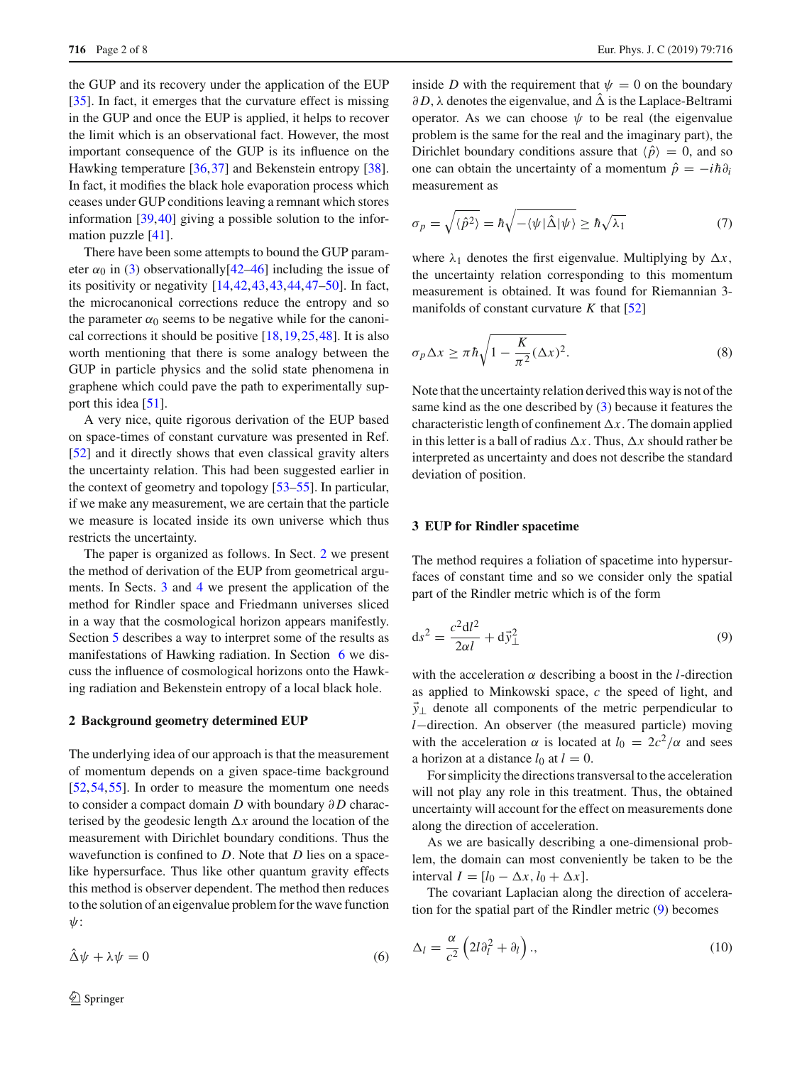the GUP and its recovery under the application of the EUP [35]. In fact, it emerges that the curvature effect is missing in the GUP and once the EUP is applied, it helps to recover the limit which is an observational fact. However, the most important consequence of the GUP is its influence on the Hawking temperature [36,37] and Bekenstein entropy [38]. In fact, it modifies the black hole evaporation process which ceases under GUP conditions leaving a remnant which stores information [39,40] giving a possible solution to the information puzzle [41].

There have been some attempts to bound the GUP parameter $\alpha_0$ in (3) observationally[42–46] including the issue of its positivity or negativity [14,42,43,43,44,47–50]. In fact, the microcanonical corrections reduce the entropy and so the parameter $\alpha_0$ seems to be negative while for the canonical corrections it should be positive [18,19,25,48]. It is also worth mentioning that there is some analogy between the GUP in particle physics and the solid state phenomena in graphene which could pave the path to experimentally support this idea [51].

A very nice, quite rigorous derivation of the EUP based on space-times of constant curvature was presented in Ref. [52] and it directly shows that even classical gravity alters the uncertainty relation. This had been suggested earlier in the context of geometry and topology [53–55]. In particular, if we make any measurement, we are certain that the particle we measure is located inside its own universe which thus restricts the uncertainty.

The paper is organized as follows. In Sect. 2 we present the method of derivation of the EUP from geometrical arguments. In Sects. 3 and 4 we present the application of the method for Rindler space and Friedmann universes sliced in a way that the cosmological horizon appears manifestly. Section 5 describes a way to interpret some of the results as manifestations of Hawking radiation. In Section 6 we discuss the influence of cosmological horizons onto the Hawking radiation and Bekenstein entropy of a local black hole.

## 2 Background geometry determined EUP

The underlying idea of our approach is that the measurement of momentum depends on a given space-time background [52,54,55]. In order to measure the momentum one needs to consider a compact domain $D$ with boundary $\partial D$ characterised by the geodesic length $\Delta x$ around the location of the measurement with Dirichlet boundary conditions. Thus the wavefunction is confined to $D$. Note that $D$ lies on a spacelike hypersurface. Thus like other quantum gravity effects this method is observer dependent. The method then reduces to the solution of an eigenvalue problem for the wave function $\psi$:

$$\hat{\Delta}\psi + \lambda\psi = 0 \tag{6}$$

inside $D$ with the requirement that $\psi = 0$ on the boundary $\partial D$, $\lambda$ denotes the eigenvalue, and $\hat{\Delta}$ is the Laplace-Beltrami operator. As we can choose $\psi$ to be real (the eigenvalue problem is the same for the real and the imaginary part), the Dirichlet boundary conditions assure that $\langle \hat{p} \rangle = 0$, and so one can obtain the uncertainty of a momentum $\hat{p} = -i\hbar\partial_i$ measurement as

$$\sigma_p = \sqrt{\langle \hat{p}^2 \rangle} = \hbar\sqrt{-\langle \psi|\hat{\Delta}|\psi\rangle} \geq \hbar\sqrt{\lambda_1} \tag{7}$$

where $\lambda_1$ denotes the first eigenvalue. Multiplying by $\Delta x$, the uncertainty relation corresponding to this momentum measurement is obtained. It was found for Riemannian 3-manifolds of constant curvature $K$ that [52]

$$\sigma_p \Delta x \geq \pi\hbar\sqrt{1 - \frac{K}{\pi^2}(\Delta x)^2}. \tag{8}$$

Note that the uncertainty relation derived this way is not of the same kind as the one described by (3) because it features the characteristic length of confinement $\Delta x$. The domain applied in this letter is a ball of radius $\Delta x$. Thus, $\Delta x$ should rather be interpreted as uncertainty and does not describe the standard deviation of position.

## 3 EUP for Rindler spacetime

The method requires a foliation of spacetime into hypersurfaces of constant time and so we consider only the spatial part of the Rindler metric which is of the form

$$\mathrm{d}s^2 = \frac{c^2\mathrm{d}l^2}{2\alpha l} + \mathrm{d}\vec{y}_\perp^2 \tag{9}$$

with the acceleration $\alpha$ describing a boost in the $l$-direction as applied to Minkowski space, $c$ the speed of light, and $\vec{y}_\perp$ denote all components of the metric perpendicular to $l-$direction. An observer (the measured particle) moving with the acceleration $\alpha$ is located at $l_0 = 2c^2/\alpha$ and sees a horizon at a distance $l_0$ at $l = 0$.

For simplicity the directions transversal to the acceleration will not play any role in this treatment. Thus, the obtained uncertainty will account for the effect on measurements done along the direction of acceleration.

As we are basically describing a one-dimensional problem, the domain can most conveniently be taken to be the interval $I = [l_0 - \Delta x, l_0 + \Delta x]$.

The covariant Laplacian along the direction of acceleration for the spatial part of the Rindler metric (9) becomes

$$\Delta_l = \frac{\alpha}{c^2}\left(2l\partial_l^2 + \partial_l\right)., \tag{10}$$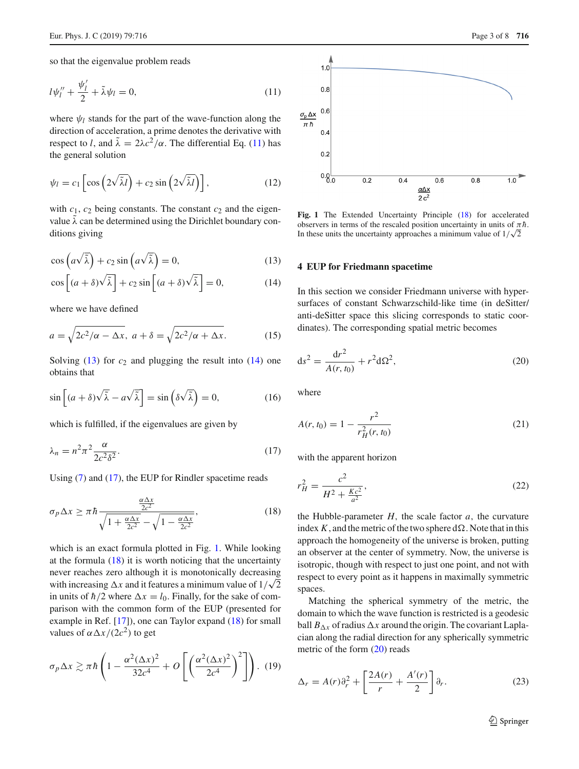so that the eigenvalue problem reads

$$l\psi_l'' + \frac{\psi_l'}{2} + \tilde{\lambda}\psi_l = 0, \tag{11}$$

where $\psi_l$ stands for the part of the wave-function along the direction of acceleration, a prime denotes the derivative with respect to $l$, and $\tilde{\lambda} = 2\lambda c^2/\alpha$. The differential Eq. (11) has the general solution

$$\psi_l = c_1\left[\cos\left(2\sqrt{\tilde{\lambda}l}\right) + c_2 \sin\left(2\sqrt{\tilde{\lambda}l}\right)\right], \tag{12}$$

with $c_1$, $c_2$ being constants. The constant $c_2$ and the eigenvalue $\tilde{\lambda}$ can be determined using the Dirichlet boundary conditions giving

$$\cos\left(a\sqrt{\tilde{\lambda}}\right) + c_2 \sin\left(a\sqrt{\tilde{\lambda}}\right) = 0, \tag{13}$$

$$\cos\left[(a+\delta)\sqrt{\tilde{\lambda}}\right] + c_2 \sin\left[(a+\delta)\sqrt{\tilde{\lambda}}\right] = 0, \tag{14}$$

where we have defined

$$a = \sqrt{2c^2/\alpha - \Delta x},\ a+\delta = \sqrt{2c^2/\alpha + \Delta x}. \tag{15}$$

Solving (13) for $c_2$ and plugging the result into (14) one obtains that

$$\sin\left[(a+\delta)\sqrt{\tilde{\lambda}} - a\sqrt{\tilde{\lambda}}\right] = \sin\left(\delta\sqrt{\tilde{\lambda}}\right) = 0, \tag{16}$$

which is fulfilled, if the eigenvalues are given by

$$\lambda_n = n^2\pi^2\frac{\alpha}{2c^2\delta^2}. \tag{17}$$

Using (7) and (17), the EUP for Rindler spacetime reads

$$\sigma_p \Delta x \geq \pi\hbar \frac{\frac{\alpha\Delta x}{2c^2}}{\sqrt{1+\frac{\alpha\Delta x}{2c^2}} - \sqrt{1-\frac{\alpha\Delta x}{2c^2}}}, \tag{18}$$

which is an exact formula plotted in Fig. 1. While looking at the formula (18) it is worth noticing that the uncertainty never reaches zero although it is monotonically decreasing with increasing $\Delta x$ and it features a minimum value of $1/\sqrt{2}$ in units of $\hbar/2$ where $\Delta x = l_0$. Finally, for the sake of comparison with the common form of the EUP (presented for example in Ref. [17]), one can Taylor expand (18) for small values of $\alpha\Delta x/(2c^2)$ to get

$$\sigma_p \Delta x \gtrsim \pi\hbar\left(1 - \frac{\alpha^2(\Delta x)^2}{32c^4} + O\left[\left(\frac{\alpha^2(\Delta x)^2}{2c^4}\right)^2\right]\right). \tag{19}$$

**Fig. 1** The Extended Uncertainty Principle (18) for accelerated observers in terms of the rescaled position uncertainty in units of $\pi\hbar$. In these units the uncertainty approaches a minimum value of $1/\sqrt{2}$

## 4 EUP for Friedmann spacetime

In this section we consider Friedmann universe with hypersurfaces of constant Schwarzschild-like time (in deSitter/anti-deSitter space this slicing corresponds to static coordinates). The corresponding spatial metric becomes

$$\mathrm{d}s^2 = \frac{\mathrm{d}r^2}{A(r,t_0)} + r^2\mathrm{d}\Omega^2, \tag{20}$$

where

$$A(r,t_0) = 1 - \frac{r^2}{r_H^2(r,t_0)} \tag{21}$$

with the apparent horizon

$$r_H^2 = \frac{c^2}{H^2 + \frac{Kc^2}{a^2}}, \tag{22}$$

the Hubble-parameter $H$, the scale factor $a$, the curvature index $K$, and the metric of the two sphere $\mathrm{d}\Omega$. Note that in this approach the homogeneity of the universe is broken, putting an observer at the center of symmetry. Now, the universe is isotropic, though with respect to just one point, and not with respect to every point as it happens in maximally symmetric spaces.

Matching the spherical symmetry of the metric, the domain to which the wave function is restricted is a geodesic ball $B_{\Delta x}$ of radius $\Delta x$ around the origin. The covariant Laplacian along the radial direction for any spherically symmetric metric of the form (20) reads

$$\Delta_r = A(r)\partial_r^2 + \left[\frac{2A(r)}{r} + \frac{A'(r)}{2}\right]\partial_r. \tag{23}$$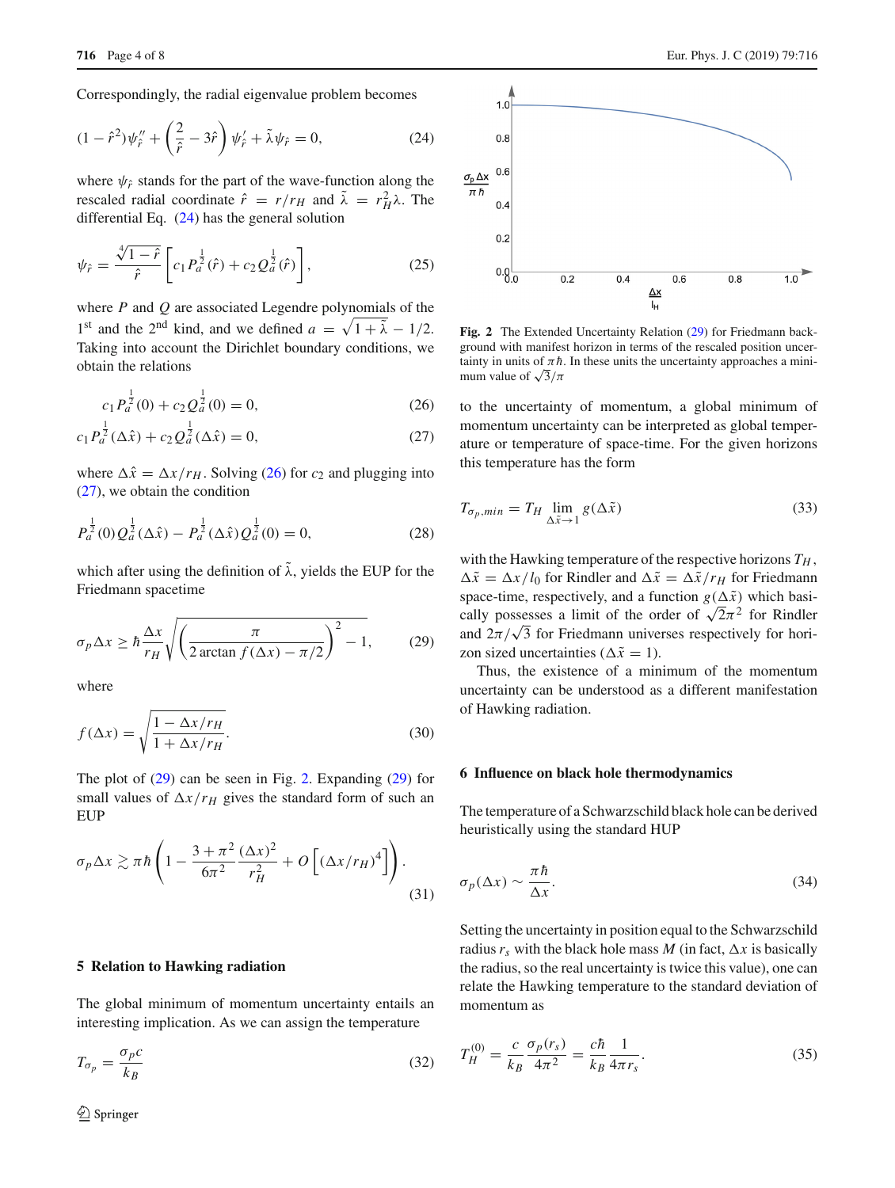Correspondingly, the radial eigenvalue problem becomes

$$(1-\hat{r}^2)\psi_{\hat{r}}'' + \left(\frac{2}{\hat{r}} - 3\hat{r}\right)\psi_{\hat{r}}' + \tilde{\lambda}\psi_{\hat{r}} = 0, \tag{24}$$

where $\psi_{\hat{r}}$ stands for the part of the wave-function along the rescaled radial coordinate $\hat{r} = r/r_H$ and $\tilde{\lambda} = r_H^2\lambda$. The differential Eq. (24) has the general solution

$$\psi_{\hat{r}} = \frac{\sqrt[4]{1-\hat{r}}}{\hat{r}}\left[c_1 P_a^{\frac{1}{2}}(\hat{r}) + c_2 Q_a^{\frac{1}{2}}(\hat{r})\right], \tag{25}$$

where $P$ and $Q$ are associated Legendre polynomials of the 1st and the 2nd kind, and we defined $a = \sqrt{1+\tilde{\lambda}} - 1/2$. Taking into account the Dirichlet boundary conditions, we obtain the relations

$$c_1 P_a^{\frac{1}{2}}(0) + c_2 Q_a^{\frac{1}{2}}(0) = 0, \tag{26}$$

$$c_1 P_a^{\frac{1}{2}}(\Delta\hat{x}) + c_2 Q_a^{\frac{1}{2}}(\Delta\hat{x}) = 0, \tag{27}$$

where $\Delta\hat{x} = \Delta x/r_H$. Solving (26) for $c_2$ and plugging into (27), we obtain the condition

$$P_a^{\frac{1}{2}}(0)Q_a^{\frac{1}{2}}(\Delta\hat{x}) - P_a^{\frac{1}{2}}(\Delta\hat{x})Q_a^{\frac{1}{2}}(0) = 0, \tag{28}$$

which after using the definition of $\tilde{\lambda}$, yields the EUP for the Friedmann spacetime

$$\sigma_p \Delta x \geq \hbar\frac{\Delta x}{r_H}\sqrt{\left(\frac{\pi}{2\arctan f(\Delta x) - \pi/2}\right)^2 - 1}, \tag{29}$$

where

$$f(\Delta x) = \sqrt{\frac{1-\Delta x/r_H}{1+\Delta x/r_H}}. \tag{30}$$

The plot of (29) can be seen in Fig. 2. Expanding (29) for small values of $\Delta x/r_H$ gives the standard form of such an EUP

$$\sigma_p \Delta x \gtrsim \pi\hbar\left(1 - \frac{3+\pi^2}{6\pi^2}\frac{(\Delta x)^2}{r_H^2} + O\left[(\Delta x/r_H)^4\right]\right). \tag{31}$$

Fig. 2 The Extended Uncertainty Relation (29) for Friedmann background with manifest horizon in terms of the rescaled position uncertainty in units of $\pi\hbar$. In these units the uncertainty approaches a minimum value of $\sqrt{3}/\pi$

## 5 Relation to Hawking radiation

The global minimum of momentum uncertainty entails an interesting implication. As we can assign the temperature

$$T_{\sigma_p} = \frac{\sigma_p c}{k_B} \tag{32}$$

to the uncertainty of momentum, a global minimum of momentum uncertainty can be interpreted as global temperature or temperature of space-time. For the given horizons this temperature has the form

$$T_{\sigma_p,min} = T_H \lim_{\Delta\tilde{x}\to 1} g(\Delta\tilde{x}) \tag{33}$$

with the Hawking temperature of the respective horizons $T_H$, $\Delta\tilde{x} = \Delta x/l_0$ for Rindler and $\Delta\tilde{x} = \Delta\tilde{x}/r_H$ for Friedmann space-time, respectively, and a function $g(\Delta\tilde{x})$ which basically possesses a limit of the order of $\sqrt{2}\pi^2$ for Rindler and $2\pi/\sqrt{3}$ for Friedmann universes respectively for horizon sized uncertainties ($\Delta\tilde{x} = 1$).

Thus, the existence of a minimum of the momentum uncertainty can be understood as a different manifestation of Hawking radiation.

## 6 Influence on black hole thermodynamics

The temperature of a Schwarzschild black hole can be derived heuristically using the standard HUP

$$\sigma_p(\Delta x) \sim \frac{\pi\hbar}{\Delta x}. \tag{34}$$

Setting the uncertainty in position equal to the Schwarzschild radius $r_s$ with the black hole mass $M$ (in fact, $\Delta x$ is basically the radius, so the real uncertainty is twice this value), one can relate the Hawking temperature to the standard deviation of momentum as

$$T_H^{(0)} = \frac{c}{k_B}\frac{\sigma_p(r_s)}{4\pi^2} = \frac{c\hbar}{k_B}\frac{1}{4\pi r_s}. \tag{35}$$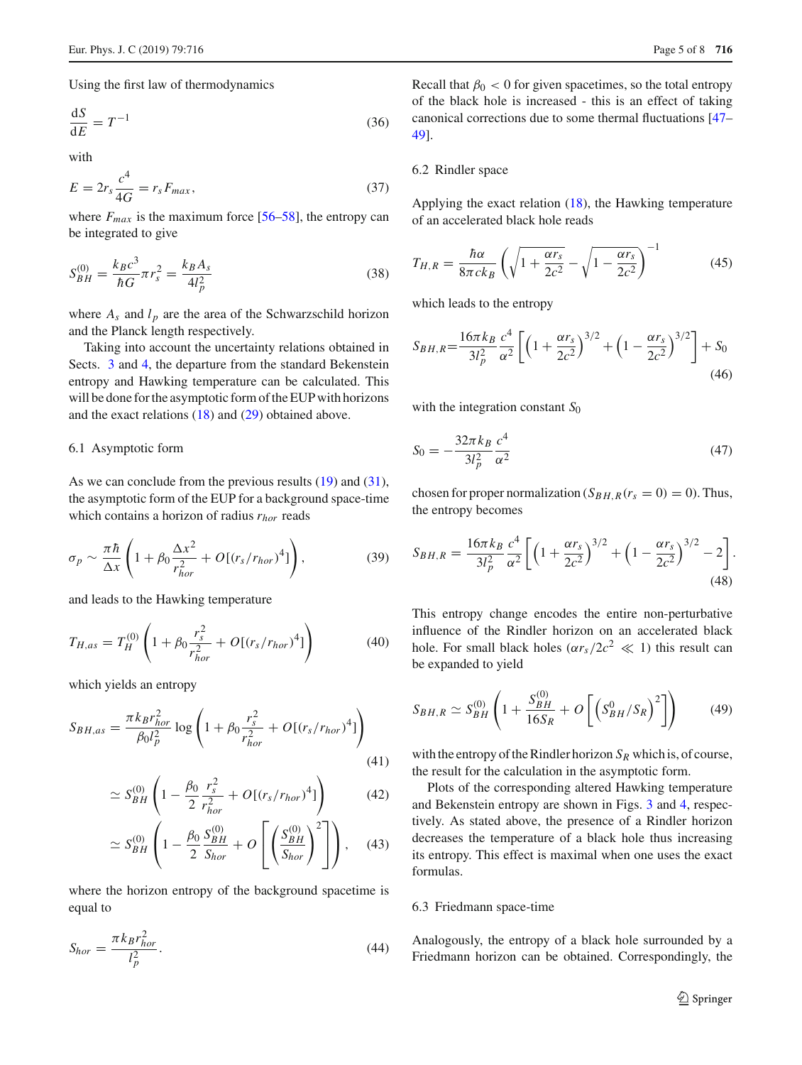Using the first law of thermodynamics

$$\frac{\mathrm{d}S}{\mathrm{d}E} = T^{-1} \tag{36}$$

with

$$E = 2r_s \frac{c^4}{4G} = r_s F_{max}, \tag{37}$$

where $F_{max}$ is the maximum force [56–58], the entropy can be integrated to give

$$S_{BH}^{(0)} = \frac{k_B c^3}{\hbar G} \pi r_s^2 = \frac{k_B A_s}{4 l_p^2} \tag{38}$$

where $A_s$ and $l_p$ are the area of the Schwarzschild horizon and the Planck length respectively.

Taking into account the uncertainty relations obtained in Sects. 3 and 4, the departure from the standard Bekenstein entropy and Hawking temperature can be calculated. This will be done for the asymptotic form of the EUP with horizons and the exact relations (18) and (29) obtained above.

### 6.1 Asymptotic form

As we can conclude from the previous results (19) and (31), the asymptotic form of the EUP for a background space-time which contains a horizon of radius $r_{hor}$ reads

$$\sigma_p \sim \frac{\pi \hbar}{\Delta x} \left( 1 + \beta_0 \frac{\Delta x^2}{r_{hor}^2} + O[(r_s/r_{hor})^4] \right), \tag{39}$$

and leads to the Hawking temperature

$$T_{H,as} = T_H^{(0)} \left( 1 + \beta_0 \frac{r_s^2}{r_{hor}^2} + O[(r_s/r_{hor})^4] \right) \tag{40}$$

which yields an entropy

$$S_{BH,as} = \frac{\pi k_B r_{hor}^2}{\beta_0 l_p^2} \log \left( 1 + \beta_0 \frac{r_s^2}{r_{hor}^2} + O[(r_s/r_{hor})^4] \right) \tag{41}$$

$$\simeq S_{BH}^{(0)} \left( 1 - \frac{\beta_0}{2} \frac{r_s^2}{r_{hor}^2} + O[(r_s/r_{hor})^4] \right) \tag{42}$$

$$\simeq S_{BH}^{(0)} \left( 1 - \frac{\beta_0}{2} \frac{S_{BH}^{(0)}}{S_{hor}} + O\left[ \left( \frac{S_{BH}^{(0)}}{S_{hor}} \right)^2 \right] \right), \tag{43}$$

where the horizon entropy of the background spacetime is equal to

$$S_{hor} = \frac{\pi k_B r_{hor}^2}{l_p^2}. \tag{44}$$

Recall that $\beta_0 < 0$ for given spacetimes, so the total entropy of the black hole is increased - this is an effect of taking canonical corrections due to some thermal fluctuations [47–49].

### 6.2 Rindler space

Applying the exact relation (18), the Hawking temperature of an accelerated black hole reads

$$T_{H,R} = \frac{\hbar \alpha}{8 \pi c k_B} \left( \sqrt{1 + \frac{\alpha r_s}{2c^2}} - \sqrt{1 - \frac{\alpha r_s}{2c^2}} \right)^{-1} \tag{45}$$

which leads to the entropy

$$S_{BH,R} = \frac{16 \pi k_B}{3 l_p^2} \frac{c^4}{\alpha^2} \left[ \left( 1 + \frac{\alpha r_s}{2c^2} \right)^{3/2} + \left( 1 - \frac{\alpha r_s}{2c^2} \right)^{3/2} \right] + S_0 \tag{46}$$

with the integration constant $S_0$

$$S_0 = - \frac{32 \pi k_B}{3 l_p^2} \frac{c^4}{\alpha^2} \tag{47}$$

chosen for proper normalization ($S_{BH,R}(r_s = 0) = 0$). Thus, the entropy becomes

$$S_{BH,R} = \frac{16 \pi k_B}{3 l_p^2} \frac{c^4}{\alpha^2} \left[ \left( 1 + \frac{\alpha r_s}{2c^2} \right)^{3/2} + \left( 1 - \frac{\alpha r_s}{2c^2} \right)^{3/2} - 2 \right]. \tag{48}$$

This entropy change encodes the entire non-perturbative influence of the Rindler horizon on an accelerated black hole. For small black holes ($\alpha r_s / 2c^2 \ll 1$) this result can be expanded to yield

$$S_{BH,R} \simeq S_{BH}^{(0)} \left( 1 + \frac{S_{BH}^{(0)}}{16 S_R} + O\left[ \left( S_{BH}^0 / S_R \right)^2 \right] \right) \tag{49}$$

with the entropy of the Rindler horizon $S_R$ which is, of course, the result for the calculation in the asymptotic form.

Plots of the corresponding altered Hawking temperature and Bekenstein entropy are shown in Figs. 3 and 4, respectively. As stated above, the presence of a Rindler horizon decreases the temperature of a black hole thus increasing its entropy. This effect is maximal when one uses the exact formulas.

### 6.3 Friedmann space-time

Analogously, the entropy of a black hole surrounded by a Friedmann horizon can be obtained. Correspondingly, the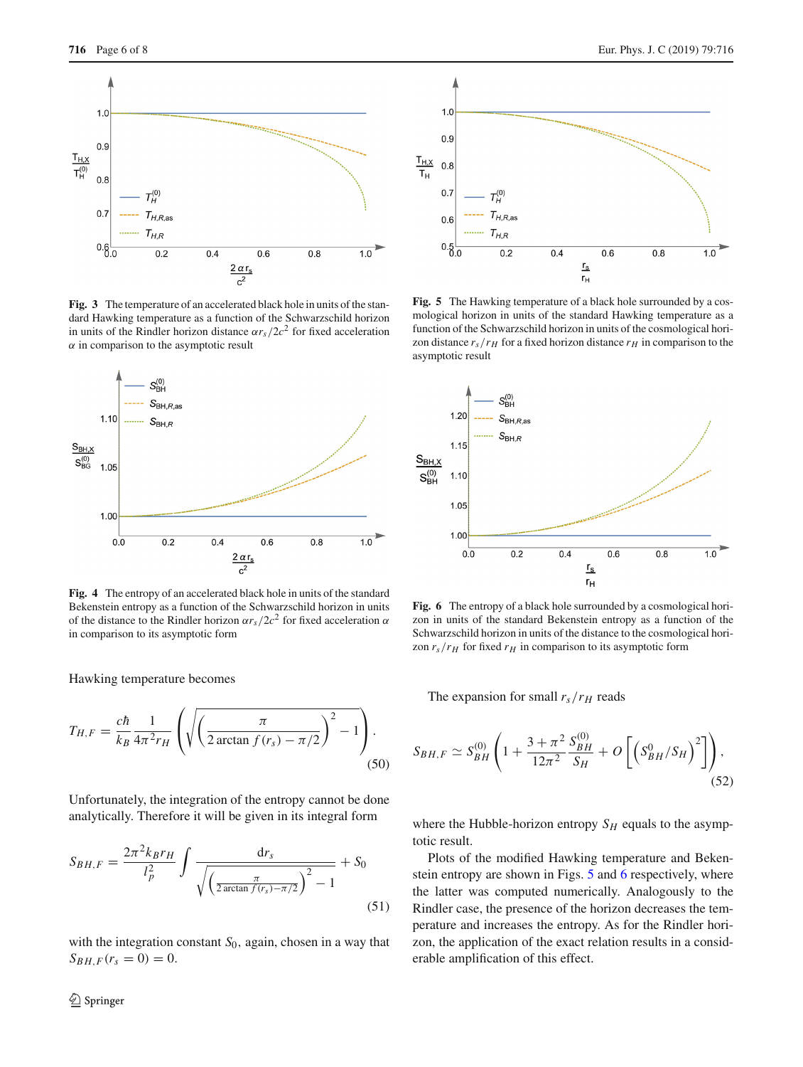Fig. 3 The temperature of an accelerated black hole in units of the standard Hawking temperature as a function of the Schwarzschild horizon in units of the Rindler horizon distance $\alpha r_s/2c^2$ for fixed acceleration $\alpha$ in comparison to the asymptotic result

Fig. 4 The entropy of an accelerated black hole in units of the standard Bekenstein entropy as a function of the Schwarzschild horizon in units of the distance to the Rindler horizon $\alpha r_s/2c^2$ for fixed acceleration $\alpha$ in comparison to its asymptotic form

Hawking temperature becomes

$$T_{H,F} = \frac{c\hbar}{k_B} \frac{1}{4\pi^2 r_H} \left( \sqrt{\left( \frac{\pi}{2 \arctan f(r_s) - \pi/2} \right)^2 - 1} \right). \tag{50}$$

Unfortunately, the integration of the entropy cannot be done analytically. Therefore it will be given in its integral form

$$S_{BH,F} = \frac{2\pi^2 k_B r_H}{l_p^2} \int \frac{\mathrm{d}r_s}{\sqrt{\left( \frac{\pi}{2 \arctan f(r_s) - \pi/2} \right)^2 - 1}} + S_0 \tag{51}$$

with the integration constant $S_0$, again, chosen in a way that $S_{BH,F}(r_s = 0) = 0$.

Fig. 5 The Hawking temperature of a black hole surrounded by a cosmological horizon in units of the standard Hawking temperature as a function of the Schwarzschild horizon in units of the cosmological horizon distance $r_s/r_H$ for a fixed horizon distance $r_H$ in comparison to the asymptotic result

Fig. 6 The entropy of a black hole surrounded by a cosmological horizon in units of the standard Bekenstein entropy as a function of the Schwarzschild horizon in units of the distance to the cosmological horizon $r_s/r_H$ for fixed $r_H$ in comparison to its asymptotic form

The expansion for small $r_s/r_H$ reads

$$S_{BH,F} \simeq S_{BH}^{(0)} \left( 1 + \frac{3 + \pi^2}{12\pi^2} \frac{S_{BH}^{(0)}}{S_H} + O\left[ \left( S_{BH}^0 / S_H \right)^2 \right] \right), \tag{52}$$

where the Hubble-horizon entropy $S_H$ equals to the asymptotic result.

Plots of the modified Hawking temperature and Bekenstein entropy are shown in Figs. 5 and 6 respectively, where the latter was computed numerically. Analogously to the Rindler case, the presence of the horizon decreases the temperature and increases the entropy. As for the Rindler horizon, the application of the exact relation results in a considerable amplification of this effect.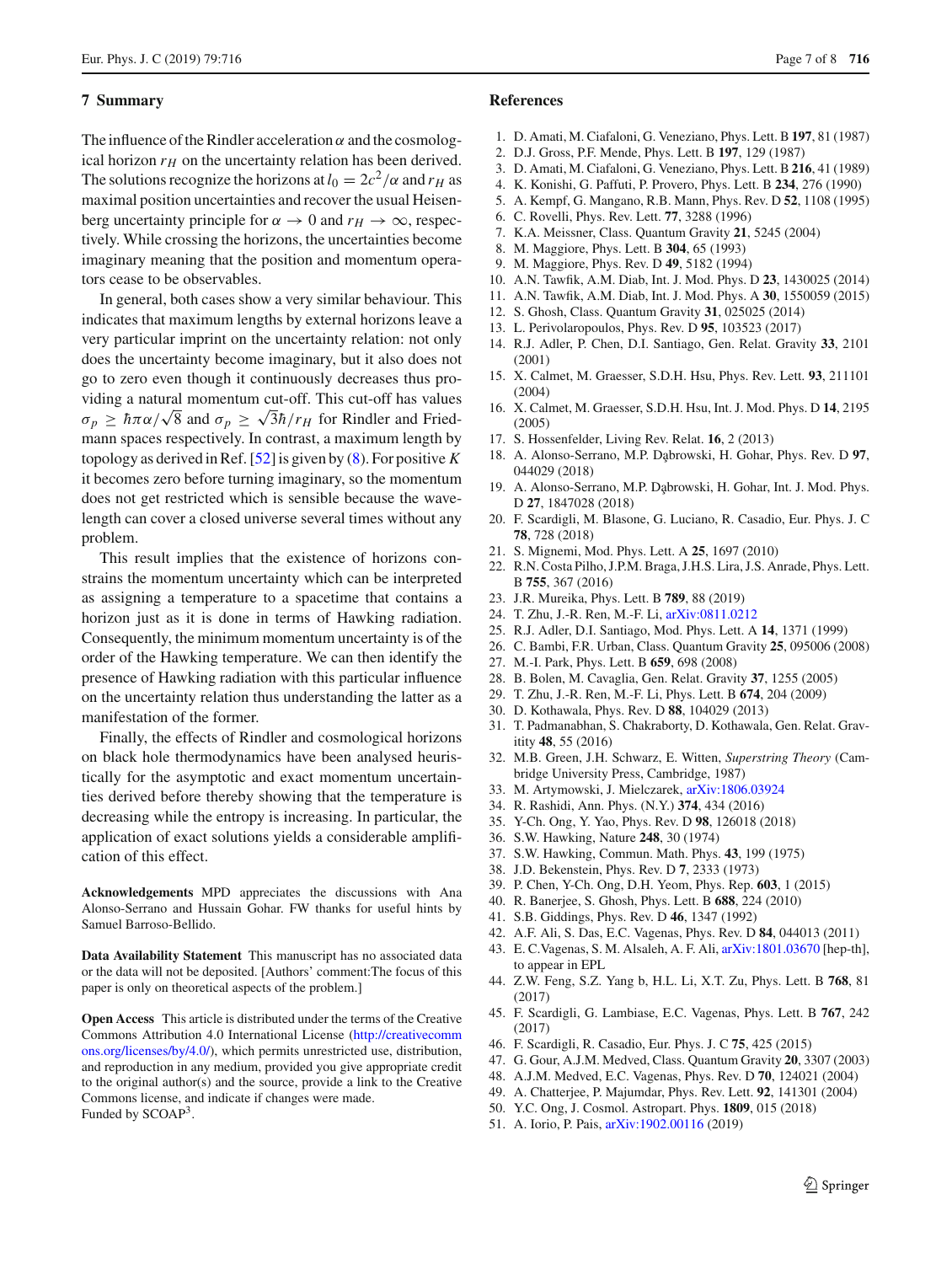## 7 Summary

The influence of the Rindler acceleration $\alpha$ and the cosmological horizon $r_H$ on the uncertainty relation has been derived. The solutions recognize the horizons at $l_0 = 2c^2/\alpha$ and $r_H$ as maximal position uncertainties and recover the usual Heisenberg uncertainty principle for $\alpha \to 0$ and $r_H \to \infty$, respectively. While crossing the horizons, the uncertainties become imaginary meaning that the position and momentum operators cease to be observables.

In general, both cases show a very similar behaviour. This indicates that maximum lengths by external horizons leave a very particular imprint on the uncertainty relation: not only does the uncertainty become imaginary, but it also does not go to zero even though it continuously decreases thus providing a natural momentum cut-off. This cut-off has values $\sigma_p \geq \hbar\pi\alpha/\sqrt{8}$ and $\sigma_p \geq \sqrt{3}\hbar/r_H$ for Rindler and Friedmann spaces respectively. In contrast, a maximum length by topology as derived in Ref. [52] is given by (8). For positive $K$ it becomes zero before turning imaginary, so the momentum does not get restricted which is sensible because the wavelength can cover a closed universe several times without any problem.

This result implies that the existence of horizons constrains the momentum uncertainty which can be interpreted as assigning a temperature to a spacetime that contains a horizon just as it is done in terms of Hawking radiation. Consequently, the minimum momentum uncertainty is of the order of the Hawking temperature. We can then identify the presence of Hawking radiation with this particular influence on the uncertainty relation thus understanding the latter as a manifestation of the former.

Finally, the effects of Rindler and cosmological horizons on black hole thermodynamics have been analysed heuristically for the asymptotic and exact momentum uncertainties derived before thereby showing that the temperature is decreasing while the entropy is increasing. In particular, the application of exact solutions yields a considerable amplification of this effect.

**Acknowledgements** MPD appreciates the discussions with Ana Alonso-Serrano and Hussain Gohar. FW thanks for useful hints by Samuel Barroso-Bellido.

**Data Availability Statement** This manuscript has no associated data or the data will not be deposited. [Authors' comment:The focus of this paper is only on theoretical aspects of the problem.]

**Open Access** This article is distributed under the terms of the Creative Commons Attribution 4.0 International License (http://creativecommons.org/licenses/by/4.0/), which permits unrestricted use, distribution, and reproduction in any medium, provided you give appropriate credit to the original author(s) and the source, provide a link to the Creative Commons license, and indicate if changes were made.
Funded by SCOAP[3].

## References

1. D. Amati, M. Ciafaloni, G. Veneziano, Phys. Lett. B **197**, 81 (1987)
2. D.J. Gross, P.F. Mende, Phys. Lett. B **197**, 129 (1987)
3. D. Amati, M. Ciafaloni, G. Veneziano, Phys. Lett. B **216**, 41 (1989)
4. K. Konishi, G. Paffuti, P. Provero, Phys. Lett. B **234**, 276 (1990)
5. A. Kempf, G. Mangano, R.B. Mann, Phys. Rev. D **52**, 1108 (1995)
6. C. Rovelli, Phys. Rev. Lett. **77**, 3288 (1996)
7. K.A. Meissner, Class. Quantum Gravity **21**, 5245 (2004)
8. M. Maggiore, Phys. Lett. B **304**, 65 (1993)
9. M. Maggiore, Phys. Rev. D **49**, 5182 (1994)
10. A.N. Tawfik, A.M. Diab, Int. J. Mod. Phys. D **23**, 1430025 (2014)
11. A.N. Tawfik, A.M. Diab, Int. J. Mod. Phys. A **30**, 1550059 (2015)
12. S. Ghosh, Class. Quantum Gravity **31**, 025025 (2014)
13. L. Perivolaropoulos, Phys. Rev. D **95**, 103523 (2017)
14. R.J. Adler, P. Chen, D.I. Santiago, Gen. Relat. Gravity **33**, 2101 (2001)
15. X. Calmet, M. Graesser, S.D.H. Hsu, Phys. Rev. Lett. **93**, 211101 (2004)
16. X. Calmet, M. Graesser, S.D.H. Hsu, Int. J. Mod. Phys. D **14**, 2195 (2005)
17. S. Hossenfelder, Living Rev. Relat. **16**, 2 (2013)
18. A. Alonso-Serrano, M.P. Dąbrowski, H. Gohar, Phys. Rev. D **97**, 044029 (2018)
19. A. Alonso-Serrano, M.P. Dąbrowski, H. Gohar, Int. J. Mod. Phys. D **27**, 1847028 (2018)
20. F. Scardigli, M. Blasone, G. Luciano, R. Casadio, Eur. Phys. J. C **78**, 728 (2018)
21. S. Mignemi, Mod. Phys. Lett. A **25**, 1697 (2010)
22. R.N. Costa Pilho, J.P.M. Braga, J.H.S. Lira, J.S. Anrade, Phys. Lett. B **755**, 367 (2016)
23. J.R. Mureika, Phys. Lett. B **789**, 88 (2019)
24. T. Zhu, J.-R. Ren, M.-F. Li, arXiv:0811.0212
25. R.J. Adler, D.I. Santiago, Mod. Phys. Lett. A **14**, 1371 (1999)
26. C. Bambi, F.R. Urban, Class. Quantum Gravity **25**, 095006 (2008)
27. M.-I. Park, Phys. Lett. B **659**, 698 (2008)
28. B. Bolen, M. Cavaglia, Gen. Relat. Gravity **37**, 1255 (2005)
29. T. Zhu, J.-R. Ren, M.-F. Li, Phys. Lett. B **674**, 204 (2009)
30. D. Kothawala, Phys. Rev. D **88**, 104029 (2013)
31. T. Padmanabhan, S. Chakraborty, D. Kothawala, Gen. Relat. Gravitity **48**, 55 (2016)
32. M.B. Green, J.H. Schwarz, E. Witten, *Superstring Theory* (Cambridge University Press, Cambridge, 1987)
33. M. Artymowski, J. Mielczarek, arXiv:1806.03924
34. R. Rashidi, Ann. Phys. (N.Y.) **374**, 434 (2016)
35. Y-Ch. Ong, Y. Yao, Phys. Rev. D **98**, 126018 (2018)
36. S.W. Hawking, Nature **248**, 30 (1974)
37. S.W. Hawking, Commun. Math. Phys. **43**, 199 (1975)
38. J.D. Bekenstein, Phys. Rev. D **7**, 2333 (1973)
39. P. Chen, Y-Ch. Ong, D.H. Yeom, Phys. Rep. **603**, 1 (2015)
40. R. Banerjee, S. Ghosh, Phys. Lett. B **688**, 224 (2010)
41. S.B. Giddings, Phys. Rev. D **46**, 1347 (1992)
42. A.F. Ali, S. Das, E.C. Vagenas, Phys. Rev. D **84**, 044013 (2011)
43. E. C.Vagenas, S. M. Alsaleh, A. F. Ali, arXiv:1801.03670 [hep-th], to appear in EPL
44. Z.W. Feng, S.Z. Yang b, H.L. Li, X.T. Zu, Phys. Lett. B **768**, 81 (2017)
45. F. Scardigli, G. Lambiase, E.C. Vagenas, Phys. Lett. B **767**, 242 (2017)
46. F. Scardigli, R. Casadio, Eur. Phys. J. C **75**, 425 (2015)
47. G. Gour, A.J.M. Medved, Class. Quantum Gravity **20**, 3307 (2003)
48. A.J.M. Medved, E.C. Vagenas, Phys. Rev. D **70**, 124021 (2004)
49. A. Chatterjee, P. Majumdar, Phys. Rev. Lett. **92**, 141301 (2004)
50. Y.C. Ong, J. Cosmol. Astropart. Phys. **1809**, 015 (2018)
51. A. Iorio, P. Pais, arXiv:1902.00116 (2019)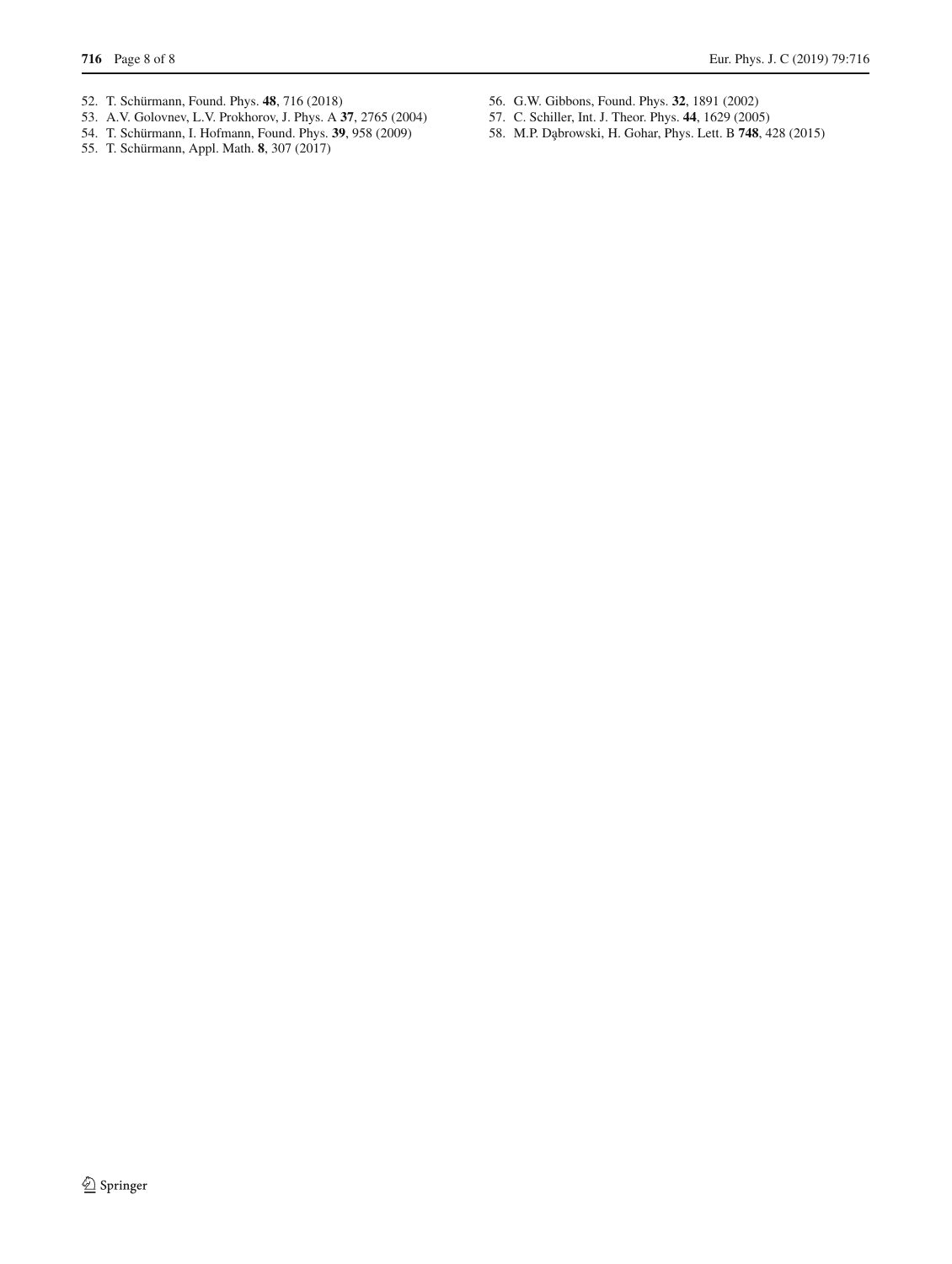52. T. Schürmann, Found. Phys. **48**, 716 (2018)
53. A.V. Golovnev, L.V. Prokhorov, J. Phys. A **37**, 2765 (2004)
54. T. Schürmann, I. Hofmann, Found. Phys. **39**, 958 (2009)
55. T. Schürmann, Appl. Math. **8**, 307 (2017)
56. G.W. Gibbons, Found. Phys. **32**, 1891 (2002)
57. C. Schiller, Int. J. Theor. Phys. **44**, 1629 (2005)
58. M.P. Dąbrowski, H. Gohar, Phys. Lett. B **748**, 428 (2015)